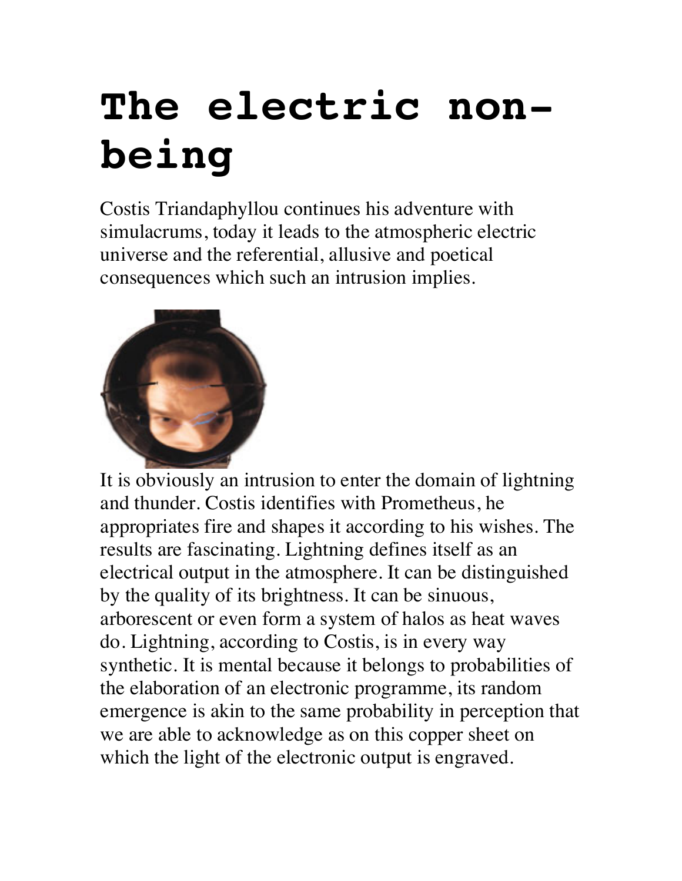# The electric non-being

Costis Triandaphyllou continues his adventure with simulacrums, today it leads to the atmospheric electric universe and the referential, allusive and poetical consequences which such an intrusion implies.

It is obviously an intrusion to enter the domain of lightning and thunder. Costis identifies with Prometheus, he appropriates fire and shapes it according to his wishes. The results are fascinating. Lightning defines itself as an electrical output in the atmosphere. It can be distinguished by the quality of its brightness. It can be sinuous, arborescent or even form a system of halos as heat waves do. Lightning, according to Costis, is in every way synthetic. It is mental because it belongs to probabilities of the elaboration of an electronic programme, its random emergence is akin to the same probability in perception that we are able to acknowledge as on this copper sheet on which the light of the electronic output is engraved.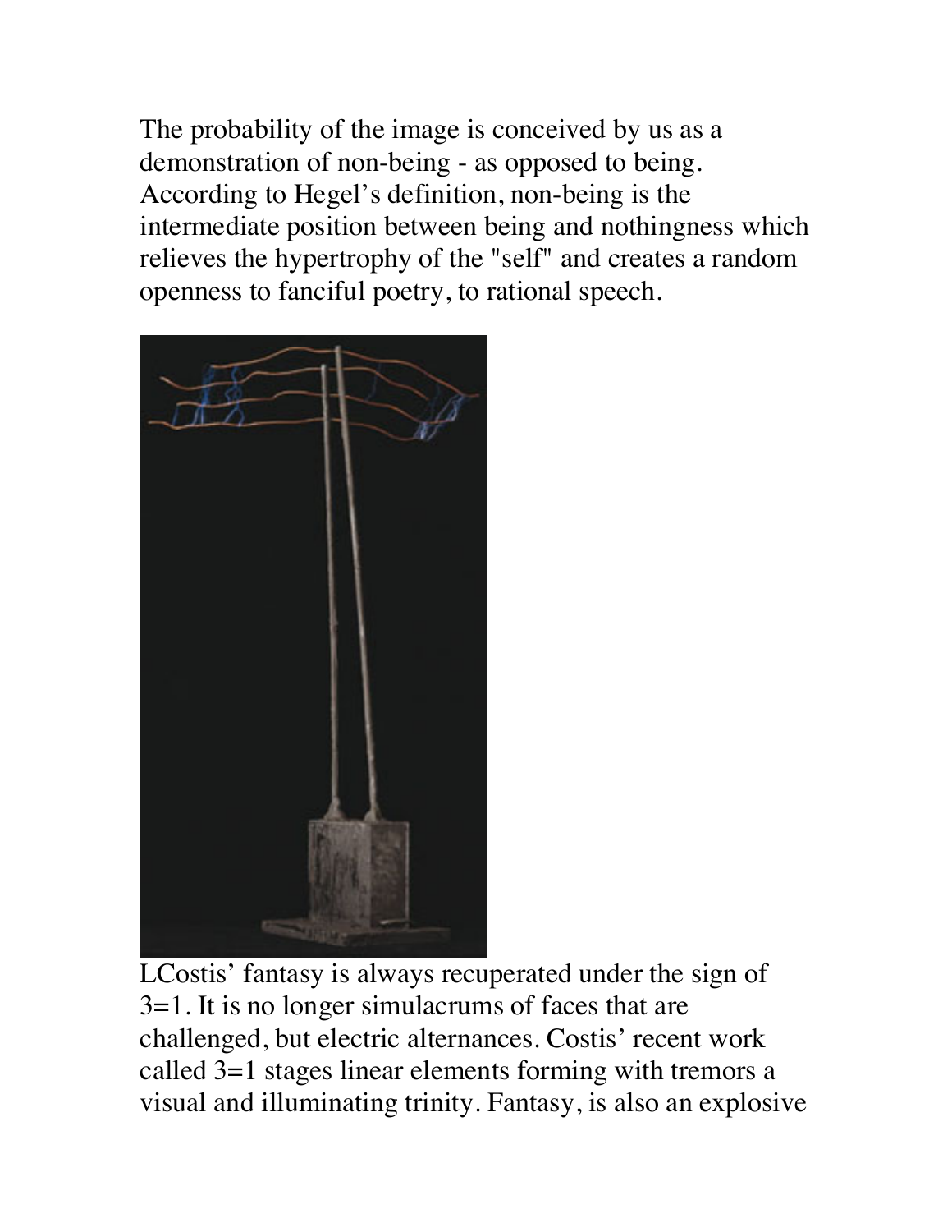The probability of the image is conceived by us as a demonstration of non-being - as opposed to being. According to Hegel's definition, non-being is the intermediate position between being and nothingness which relieves the hypertrophy of the "self" and creates a random openness to fanciful poetry, to rational speech.

LCostis' fantasy is always recuperated under the sign of 3=1. It is no longer simulacrums of faces that are challenged, but electric alternances. Costis' recent work called 3=1 stages linear elements forming with tremors a visual and illuminating trinity. Fantasy, is also an explosive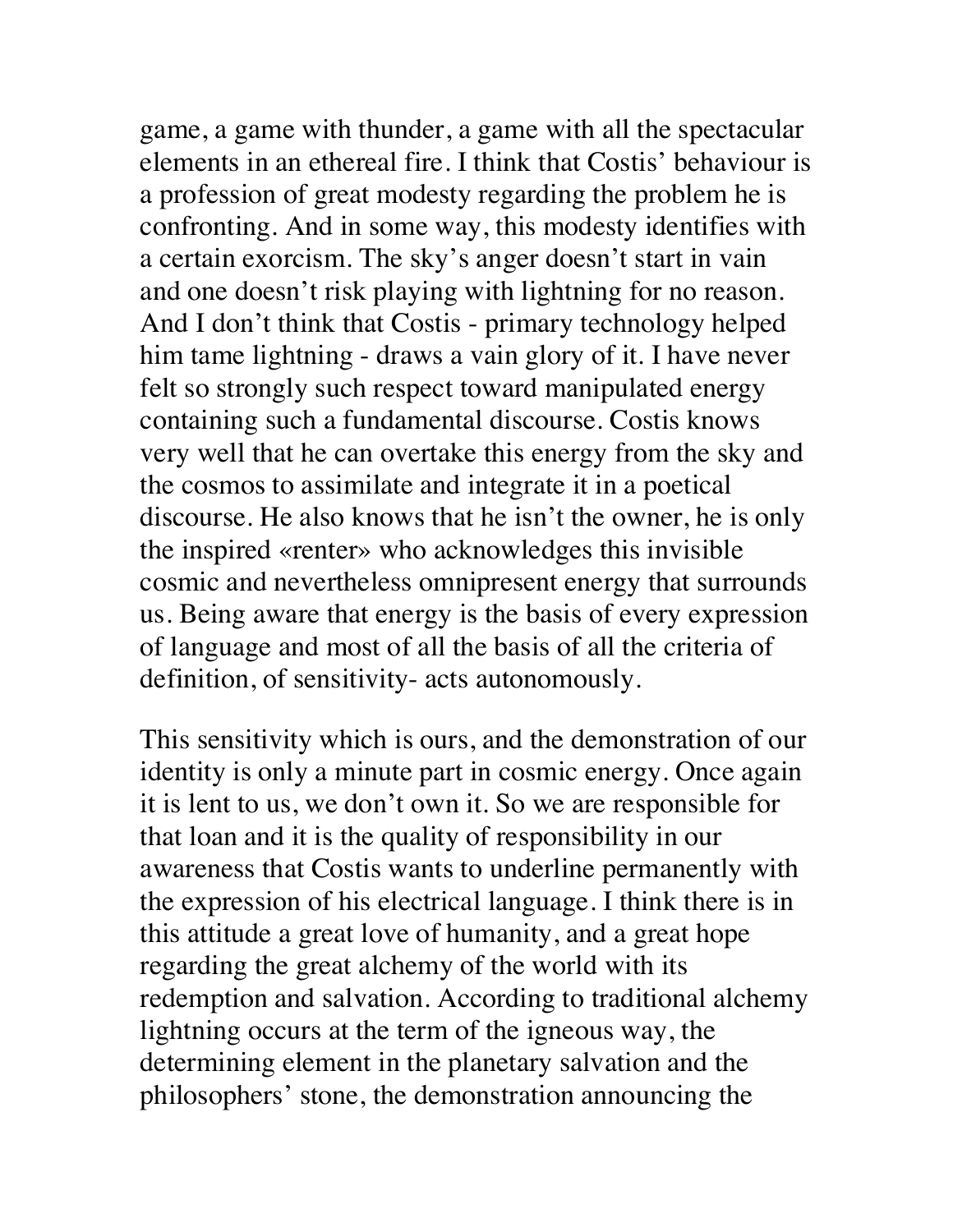game, a game with thunder, a game with all the spectacular elements in an ethereal fire. I think that Costis' behaviour is a profession of great modesty regarding the problem he is confronting. And in some way, this modesty identifies with a certain exorcism. The sky's anger doesn't start in vain and one doesn't risk playing with lightning for no reason. And I don't think that Costis - primary technology helped him tame lightning - draws a vain glory of it. I have never felt so strongly such respect toward manipulated energy containing such a fundamental discourse. Costis knows very well that he can overtake this energy from the sky and the cosmos to assimilate and integrate it in a poetical discourse. He also knows that he isn't the owner, he is only the inspired «renter» who acknowledges this invisible cosmic and nevertheless omnipresent energy that surrounds us. Being aware that energy is the basis of every expression of language and most of all the basis of all the criteria of definition, of sensitivity- acts autonomously.

This sensitivity which is ours, and the demonstration of our identity is only a minute part in cosmic energy. Once again it is lent to us, we don't own it. So we are responsible for that loan and it is the quality of responsibility in our awareness that Costis wants to underline permanently with the expression of his electrical language. I think there is in this attitude a great love of humanity, and a great hope regarding the great alchemy of the world with its redemption and salvation. According to traditional alchemy lightning occurs at the term of the igneous way, the determining element in the planetary salvation and the philosophers' stone, the demonstration announcing the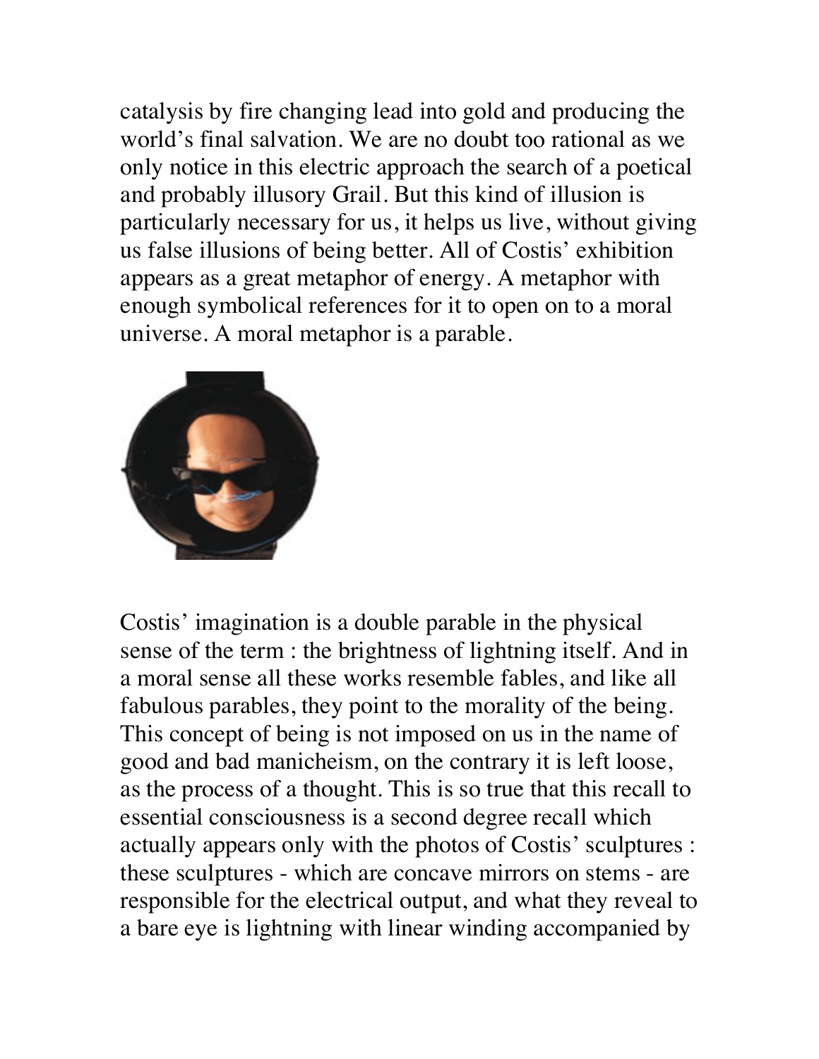catalysis by fire changing lead into gold and producing the world's final salvation. We are no doubt too rational as we only notice in this electric approach the search of a poetical and probably illusory Grail. But this kind of illusion is particularly necessary for us, it helps us live, without giving us false illusions of being better. All of Costis' exhibition appears as a great metaphor of energy. A metaphor with enough symbolical references for it to open on to a moral universe. A moral metaphor is a parable.

Costis' imagination is a double parable in the physical sense of the term : the brightness of lightning itself. And in a moral sense all these works resemble fables, and like all fabulous parables, they point to the morality of the being. This concept of being is not imposed on us in the name of good and bad manicheism, on the contrary it is left loose, as the process of a thought. This is so true that this recall to essential consciousness is a second degree recall which actually appears only with the photos of Costis' sculptures : these sculptures - which are concave mirrors on stems - are responsible for the electrical output, and what they reveal to a bare eye is lightning with linear winding accompanied by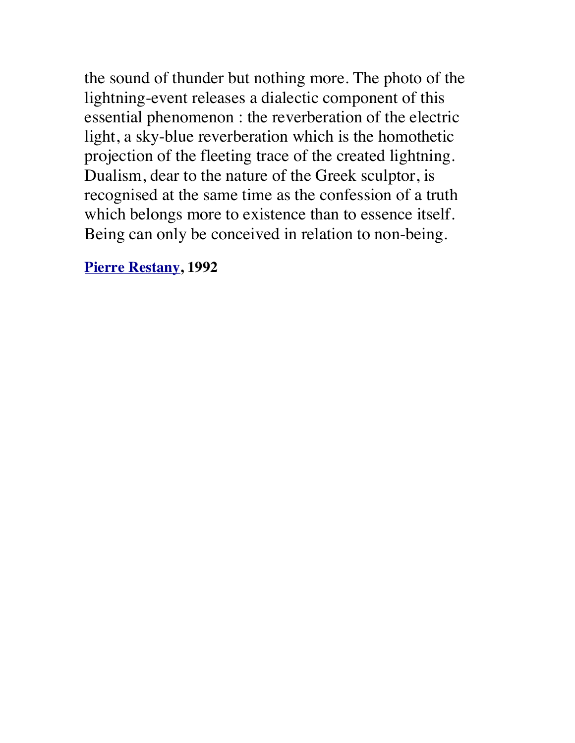the sound of thunder but nothing more. The photo of the lightning-event releases a dialectic component of this essential phenomenon : the reverberation of the electric light, a sky-blue reverberation which is the homothetic projection of the fleeting trace of the created lightning. Dualism, dear to the nature of the Greek sculptor, is recognised at the same time as the confession of a truth which belongs more to existence than to essence itself. Being can only be conceived in relation to non-being.

**Pierre Restany, 1992**